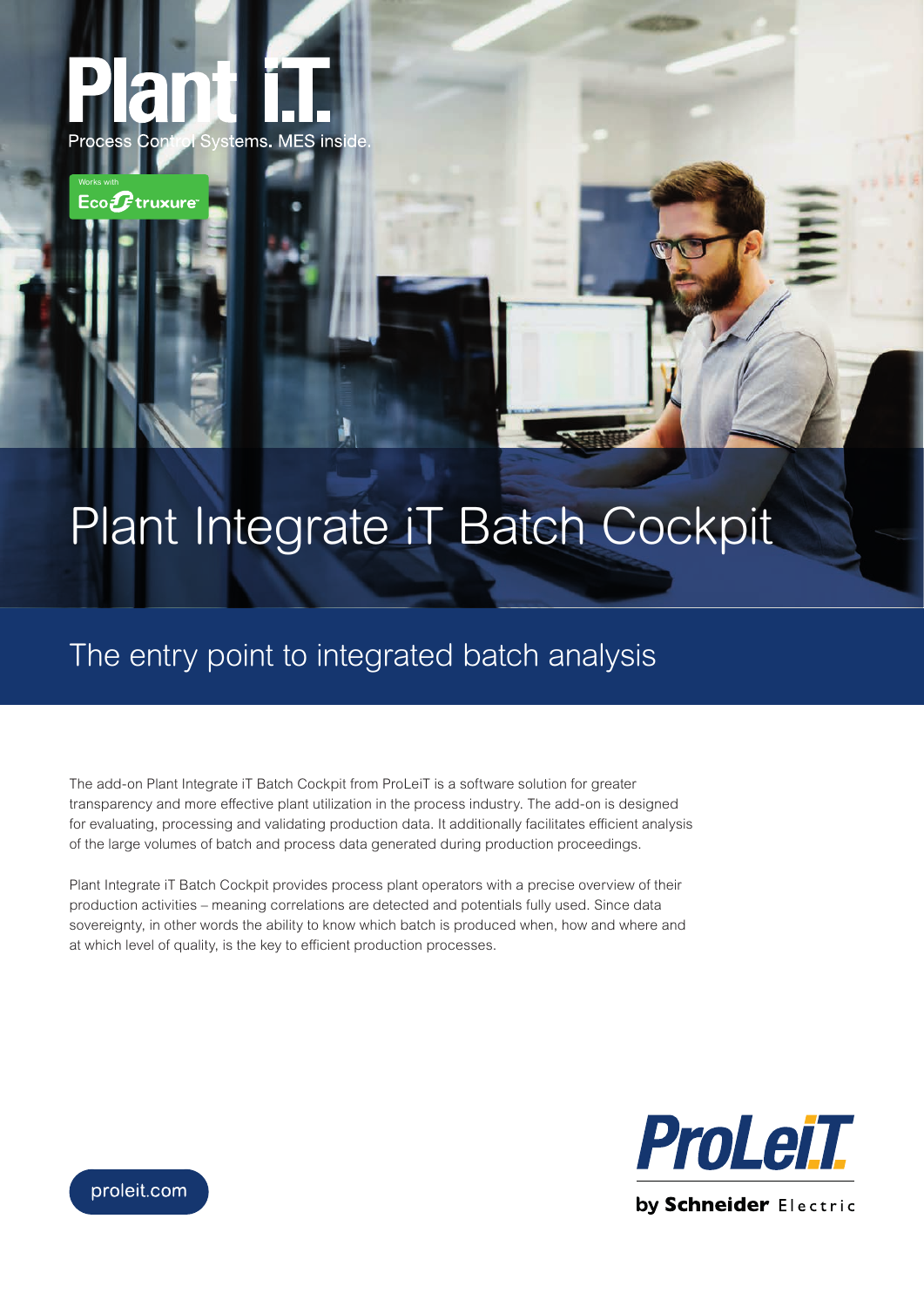Plant i.T.

Process Control Systems. MES inside.

Works with EcoStruxure

# Plant Integrate iT Batch Cockpit

## The entry point to integrated batch analysis

The add-on Plant Integrate iT Batch Cockpit from ProLeiT is a software solution for greater transparency and more effective plant utilization in the process industry. The add-on is designed for evaluating, processing and validating production data. It additionally facilitates efficient analysis of the large volumes of batch and process data generated during production proceedings.

Plant Integrate iT Batch Cockpit provides process plant operators with a precise overview of their production activities – meaning correlations are detected and potentials fully used. Since data sovereignty, in other words the ability to know which batch is produced when, how and where and at which level of quality, is the key to efficient production processes.

proleit.com

ProLeiT by Schneider Electric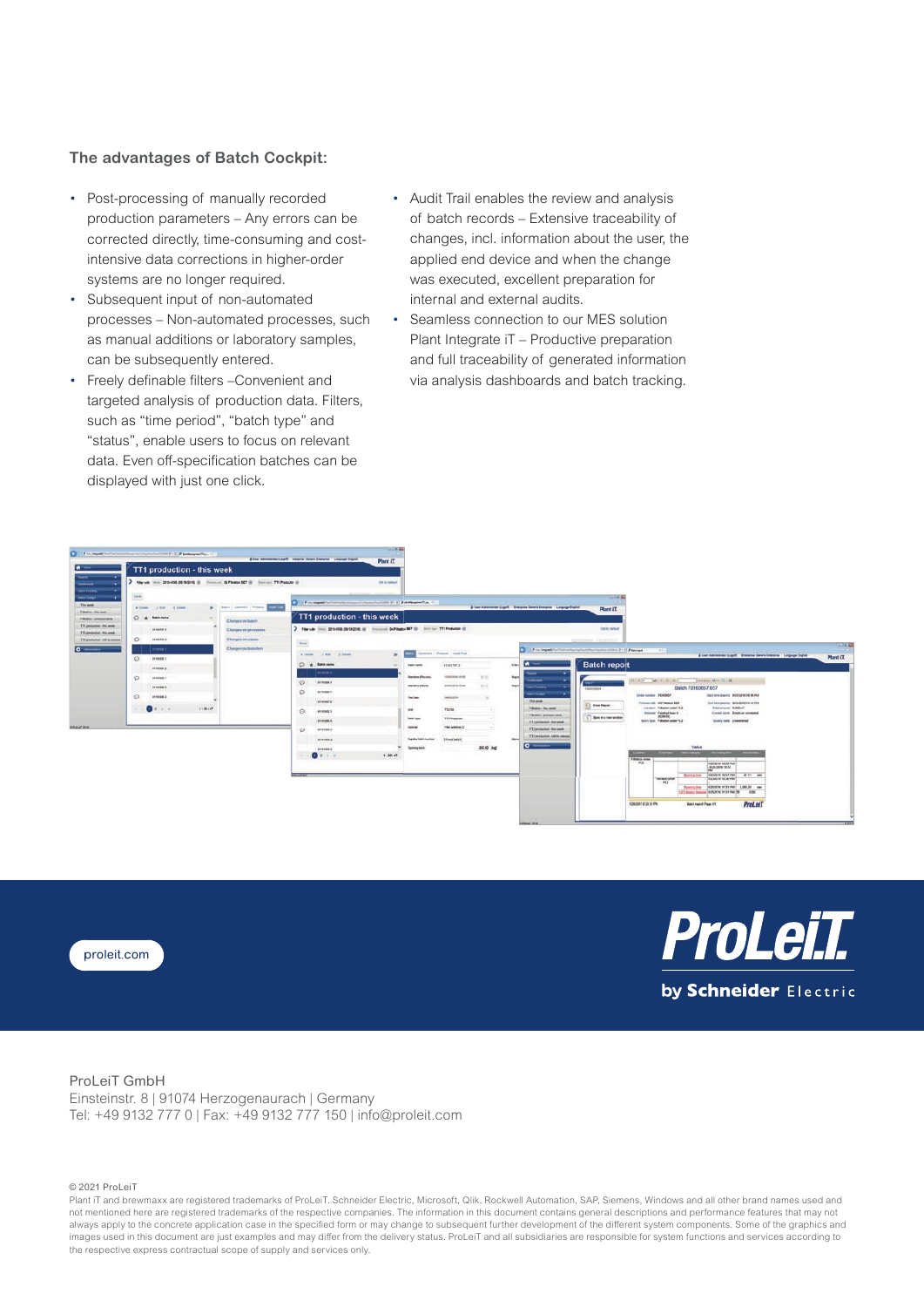### The advantages of Batch Cockpit:

- Post-processing of manually recorded production parameters – Any errors can be corrected directly, time-consuming and cost-intensive data corrections in higher-order systems are no longer required.
- Subsequent input of non-automated processes – Non-automated processes, such as manual additions or laboratory samples, can be subsequently entered.
- Freely definable filters –Convenient and targeted analysis of production data. Filters, such as “time period”, “batch type” and “status”, enable users to focus on relevant data. Even off-specification batches can be displayed with just one click.
- Audit Trail enables the review and analysis of batch records – Extensive traceability of changes, incl. information about the user, the applied end device and when the change was executed, excellent preparation for internal and external audits.
- Seamless connection to our MES solution Plant Integrate iT – Productive preparation and full traceability of generated information via analysis dashboards and batch tracking.

proleit.com

ProLeiT by Schneider Electric

ProLeiT GmbH
Einsteinstr. 8 | 91074 Herzogenaurach | Germany
Tel: +49 9132 777 0 | Fax: +49 9132 777 150 | info@proleit.com

© 2021 ProLeiT
Plant iT and brewmaxx are registered trademarks of ProLeiT. Schneider Electric, Microsoft, Qlik, Rockwell Automation, SAP, Siemens, Windows and all other brand names used and not mentioned here are registered trademarks of the respective companies. The information in this document contains general descriptions and performance features that may not always apply to the concrete application case in the specified form or may change to subsequent further development of the system components. Some of the graphics and images used in this document are just examples and may differ from the delivery status. ProLeiT and all subsidiaries are responsible for system functions and services according to the respective express contractual scope of supply and services only.